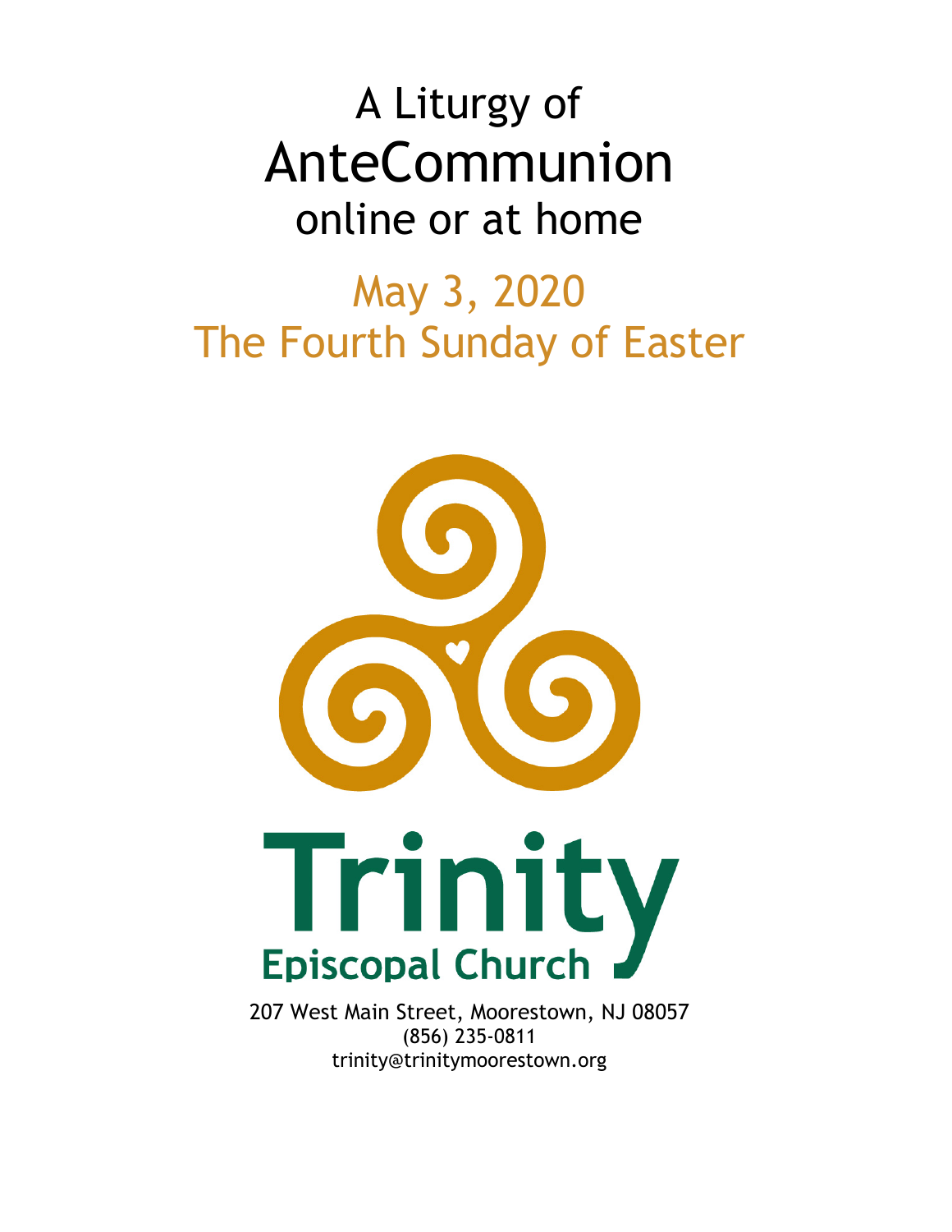# A Liturgy of AnteCommunion online or at home

## May 3, 2020
## The Fourth Sunday of Easter

Trinity
Episcopal Church

207 West Main Street, Moorestown, NJ 08057
(856) 235-0811
trinity@trinitymoorestown.org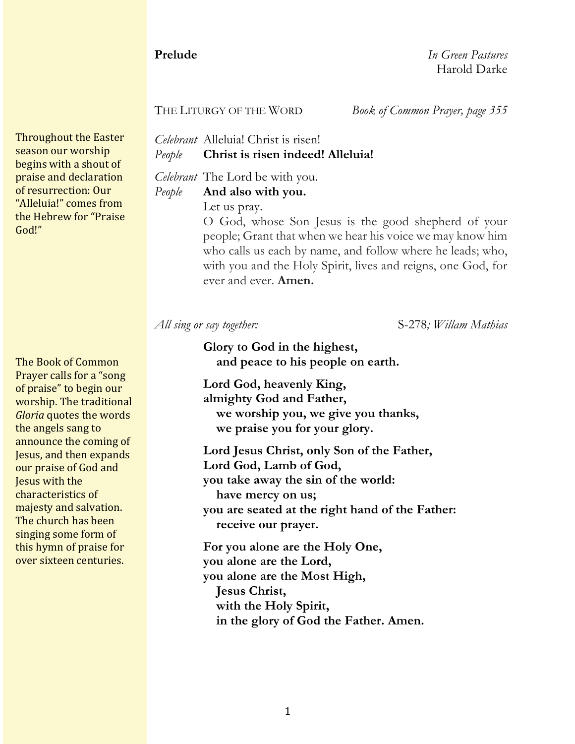**Prelude** *In Green Pastures*
Harold Darke

THE LITURGY OF THE WORD *Book of Common Prayer, page 355*

Throughout the Easter season our worship begins with a shout of praise and declaration of resurrection: Our "Alleluia!" comes from the Hebrew for "Praise God!"

*Celebrant* Alleluia! Christ is risen!
*People* **Christ is risen indeed! Alleluia!**

*Celebrant* The Lord be with you.
*People* **And also with you.**

Let us pray.
O God, whose Son Jesus is the good shepherd of your people; Grant that when we hear his voice we may know him who calls us each by name, and follow where he leads; who, with you and the Holy Spirit, lives and reigns, one God, for ever and ever. **Amen.**

*All sing or say together:* S-278*; Willam Mathias*

The Book of Common Prayer calls for a "song of praise" to begin our worship. The traditional *Gloria* quotes the words the angels sang to announce the coming of Jesus, and then expands our praise of God and Jesus with the characteristics of majesty and salvation. The church has been singing some form of this hymn of praise for over sixteen centuries.

**Glory to God in the highest,**
**and peace to his people on earth.**

**Lord God, heavenly King,**
**almighty God and Father,**
**we worship you, we give you thanks,**
**we praise you for your glory.**

**Lord Jesus Christ, only Son of the Father,**
**Lord God, Lamb of God,**
**you take away the sin of the world:**
**have mercy on us;**
**you are seated at the right hand of the Father:**
**receive our prayer.**

**For you alone are the Holy One,**
**you alone are the Lord,**
**you alone are the Most High,**
**Jesus Christ,**
**with the Holy Spirit,**
**in the glory of God the Father. Amen.**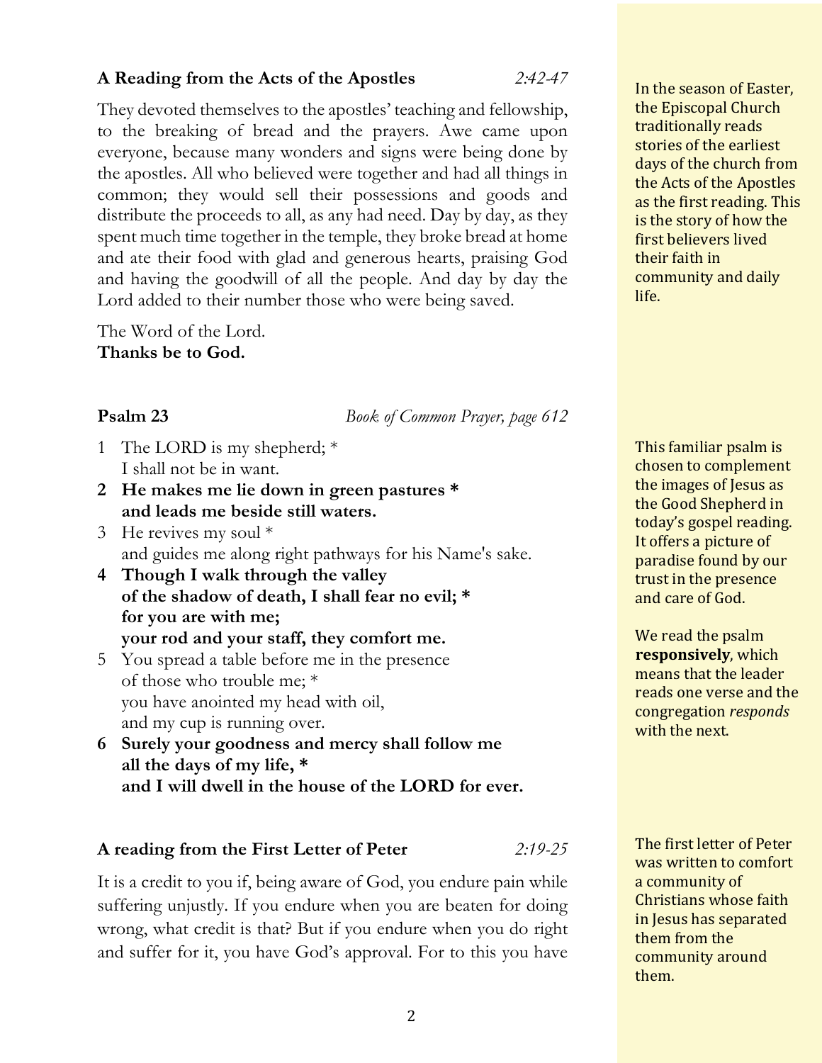**A Reading from the Acts of the Apostles** *2:42-47*

In the season of Easter, the Episcopal Church traditionally reads stories of the earliest days of the church from the Acts of the Apostles as the first reading. This is the story of how the first believers lived their faith in community and daily life.

They devoted themselves to the apostles' teaching and fellowship, to the breaking of bread and the prayers. Awe came upon everyone, because many wonders and signs were being done by the apostles. All who believed were together and had all things in common; they would sell their possessions and goods and distribute the proceeds to all, as any had need. Day by day, as they spent much time together in the temple, they broke bread at home and ate their food with glad and generous hearts, praising God and having the goodwill of all the people. And day by day the Lord added to their number those who were being saved.

The Word of the Lord.
**Thanks be to God.**

**Psalm 23** *Book of Common Prayer, page 612*

This familiar psalm is chosen to complement the images of Jesus as the Good Shepherd in today's gospel reading. It offers a picture of paradise found by our trust in the presence and care of God.

We read the psalm **responsively**, which means that the leader reads one verse and the congregation *responds* with the next.

1 The LORD is my shepherd; *
I shall not be in want.

**2 He makes me lie down in green pastures ***
**and leads me beside still waters.**

3 He revives my soul *
and guides me along right pathways for his Name's sake.

**4 Though I walk through the valley**
**of the shadow of death, I shall fear no evil; ***
**for you are with me;**
**your rod and your staff, they comfort me.**

5 You spread a table before me in the presence
of those who trouble me; *
you have anointed my head with oil,
and my cup is running over.

**6 Surely your goodness and mercy shall follow me**
**all the days of my life, ***
**and I will dwell in the house of the LORD for ever.**

**A reading from the First Letter of Peter** *2:19-25*

The first letter of Peter was written to comfort a community of Christians whose faith in Jesus has separated them from the community around them.

It is a credit to you if, being aware of God, you endure pain while suffering unjustly. If you endure when you are beaten for doing wrong, what credit is that? But if you endure when you do right and suffer for it, you have God's approval. For to this you have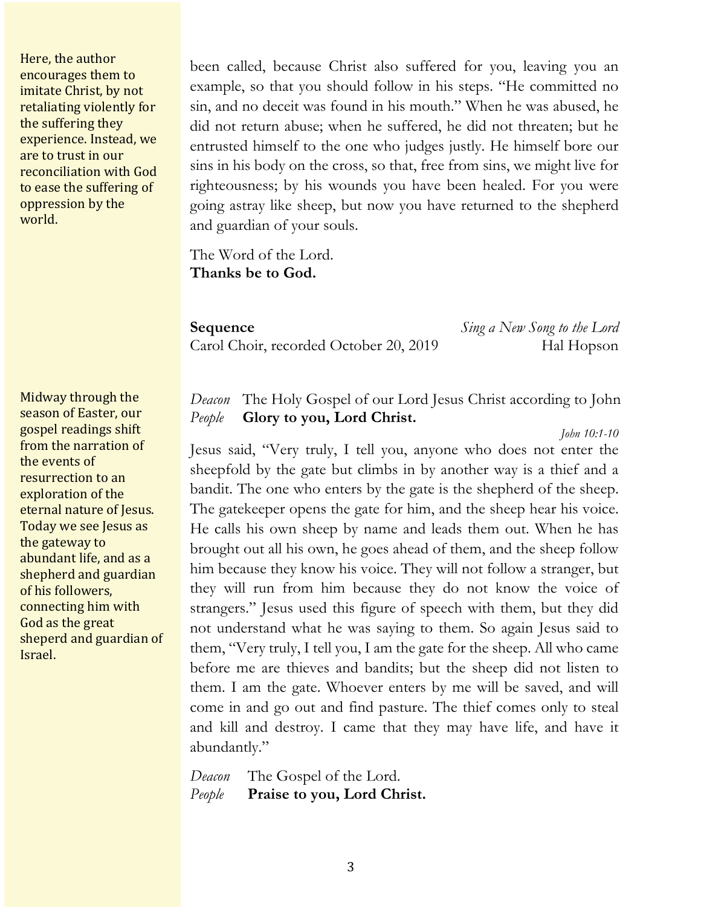Here, the author encourages them to imitate Christ, by not retaliating violently for the suffering they experience. Instead, we are to trust in our reconciliation with God to ease the suffering of oppression by the world.

been called, because Christ also suffered for you, leaving you an example, so that you should follow in his steps. "He committed no sin, and no deceit was found in his mouth." When he was abused, he did not return abuse; when he suffered, he did not threaten; but he entrusted himself to the one who judges justly. He himself bore our sins in his body on the cross, so that, free from sins, we might live for righteousness; by his wounds you have been healed. For you were going astray like sheep, but now you have returned to the shepherd and guardian of your souls.

The Word of the Lord.
**Thanks be to God.**

**Sequence** *Sing a New Song to the Lord*
Carol Choir, recorded October 20, 2019 Hal Hopson

Midway through the season of Easter, our gospel readings shift from the narration of the events of resurrection to an exploration of the eternal nature of Jesus. Today we see Jesus as the gateway to abundant life, and as a shepherd and guardian of his followers, connecting him with God as the great sheperd and guardian of Israel.

*Deacon* The Holy Gospel of our Lord Jesus Christ according to John
*People* **Glory to you, Lord Christ.**

*John 10:1-10*

Jesus said, "Very truly, I tell you, anyone who does not enter the sheepfold by the gate but climbs in by another way is a thief and a bandit. The one who enters by the gate is the shepherd of the sheep. The gatekeeper opens the gate for him, and the sheep hear his voice. He calls his own sheep by name and leads them out. When he has brought out all his own, he goes ahead of them, and the sheep follow him because they know his voice. They will not follow a stranger, but they will run from him because they do not know the voice of strangers." Jesus used this figure of speech with them, but they did not understand what he was saying to them. So again Jesus said to them, "Very truly, I tell you, I am the gate for the sheep. All who came before me are thieves and bandits; but the sheep did not listen to them. I am the gate. Whoever enters by me will be saved, and will come in and go out and find pasture. The thief comes only to steal and kill and destroy. I came that they may have life, and have it abundantly."

*Deacon* The Gospel of the Lord.
*People* **Praise to you, Lord Christ.**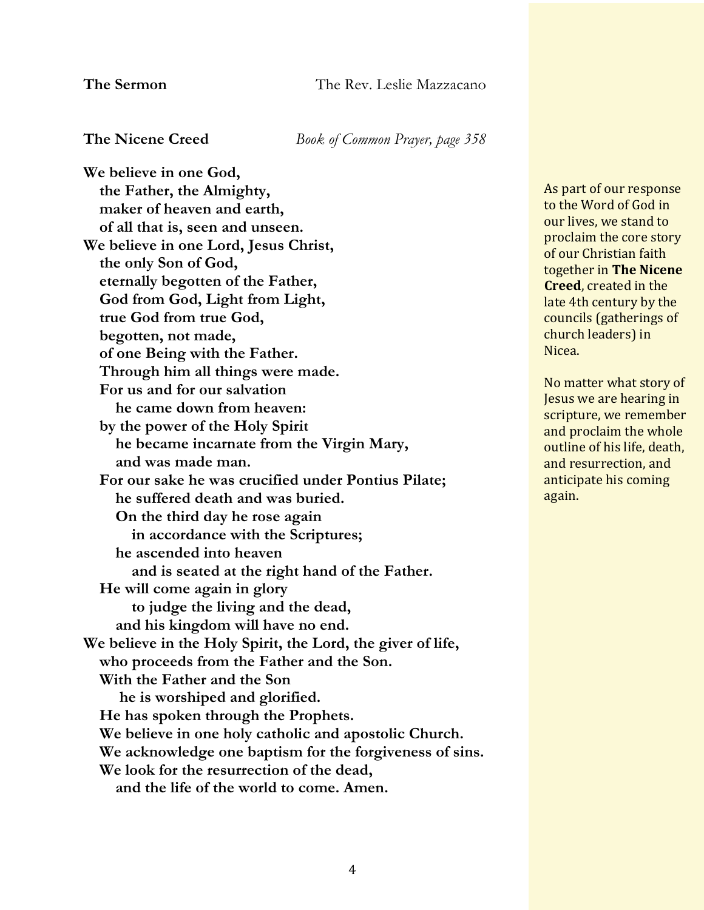**The Sermon** The Rev. Leslie Mazzacano

**The Nicene Creed** *Book of Common Prayer, page 358*

**We believe in one God,**
**the Father, the Almighty,**
**maker of heaven and earth,**
**of all that is, seen and unseen.**
**We believe in one Lord, Jesus Christ,**
**the only Son of God,**
**eternally begotten of the Father,**
**God from God, Light from Light,**
**true God from true God,**
**begotten, not made,**
**of one Being with the Father.**
**Through him all things were made.**
**For us and for our salvation**
**he came down from heaven:**
**by the power of the Holy Spirit**
**he became incarnate from the Virgin Mary,**
**and was made man.**
**For our sake he was crucified under Pontius Pilate;**
**he suffered death and was buried.**
**On the third day he rose again**
**in accordance with the Scriptures;**
**he ascended into heaven**
**and is seated at the right hand of the Father.**
**He will come again in glory**
**to judge the living and the dead,**
**and his kingdom will have no end.**
**We believe in the Holy Spirit, the Lord, the giver of life,**
**who proceeds from the Father and the Son.**
**With the Father and the Son**
**he is worshiped and glorified.**
**He has spoken through the Prophets.**
**We believe in one holy catholic and apostolic Church.**
**We acknowledge one baptism for the forgiveness of sins.**
**We look for the resurrection of the dead,**
**and the life of the world to come. Amen.**

As part of our response to the Word of God in our lives, we stand to proclaim the core story of our Christian faith together in **The Nicene Creed**, created in the late 4th century by the councils (gatherings of church leaders) in Nicea.

No matter what story of Jesus we are hearing in scripture, we remember and proclaim the whole outline of his life, death, and resurrection, and anticipate his coming again.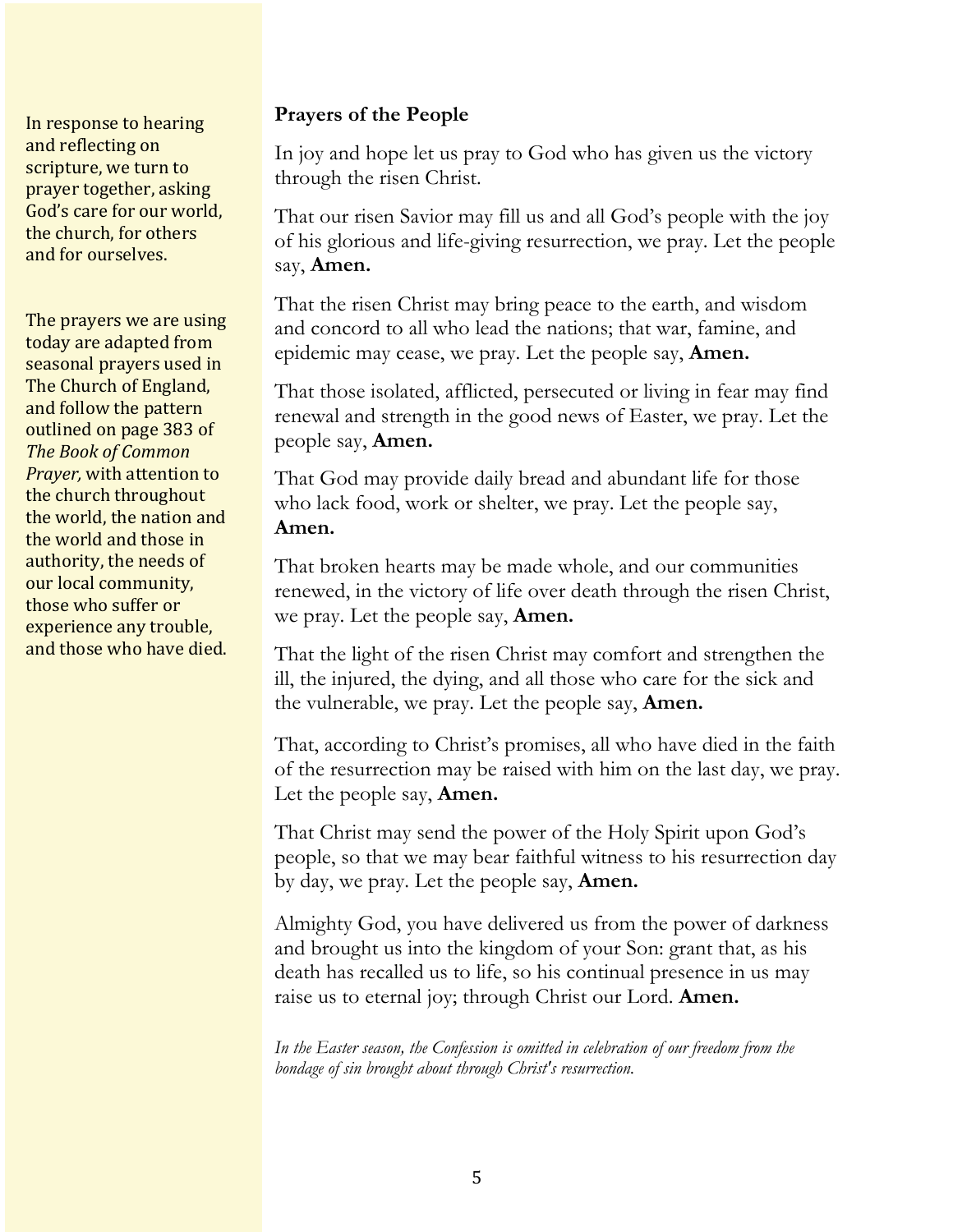In response to hearing and reflecting on scripture, we turn to prayer together, asking God's care for our world, the church, for others and for ourselves.

The prayers we are using today are adapted from seasonal prayers used in The Church of England, and follow the pattern outlined on page 383 of *The Book of Common Prayer,* with attention to the church throughout the world, the nation and the world and those in authority, the needs of our local community, those who suffer or experience any trouble, and those who have died.

**Prayers of the People**

In joy and hope let us pray to God who has given us the victory through the risen Christ.

That our risen Savior may fill us and all God's people with the joy of his glorious and life-giving resurrection, we pray. Let the people say, **Amen.**

That the risen Christ may bring peace to the earth, and wisdom and concord to all who lead the nations; that war, famine, and epidemic may cease, we pray. Let the people say, **Amen.**

That those isolated, afflicted, persecuted or living in fear may find renewal and strength in the good news of Easter, we pray. Let the people say, **Amen.**

That God may provide daily bread and abundant life for those who lack food, work or shelter, we pray. Let the people say, **Amen.**

That broken hearts may be made whole, and our communities renewed, in the victory of life over death through the risen Christ, we pray. Let the people say, **Amen.**

That the light of the risen Christ may comfort and strengthen the ill, the injured, the dying, and all those who care for the sick and the vulnerable, we pray. Let the people say, **Amen.**

That, according to Christ's promises, all who have died in the faith of the resurrection may be raised with him on the last day, we pray. Let the people say, **Amen.**

That Christ may send the power of the Holy Spirit upon God's people, so that we may bear faithful witness to his resurrection day by day, we pray. Let the people say, **Amen.**

Almighty God, you have delivered us from the power of darkness and brought us into the kingdom of your Son: grant that, as his death has recalled us to life, so his continual presence in us may raise us to eternal joy; through Christ our Lord. **Amen.**

*In the Easter season, the Confession is omitted in celebration of our freedom from the bondage of sin brought about through Christ's resurrection.*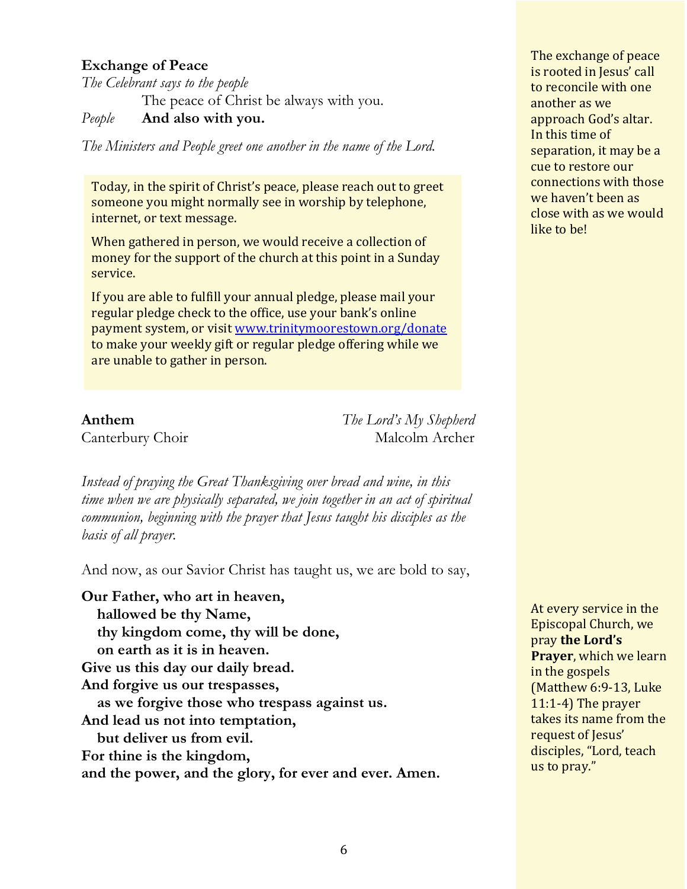**Exchange of Peace**

*The Celebrant says to the people*

The peace of Christ be always with you.

*People* **And also with you.**

*The Ministers and People greet one another in the name of the Lord.*

Today, in the spirit of Christ's peace, please reach out to greet someone you might normally see in worship by telephone, internet, or text message.

When gathered in person, we would receive a collection of money for the support of the church at this point in a Sunday service.

If you are able to fulfill your annual pledge, please mail your regular pledge check to the office, use your bank's online payment system, or visit www.trinitymoorestown.org/donate to make your weekly gift or regular pledge offering while we are unable to gather in person.

The exchange of peace is rooted in Jesus' call to reconcile with one another as we approach God's altar. In this time of separation, it may be a cue to restore our connections with those we haven't been as close with as we would like to be!

**Anthem** *The Lord's My Shepherd*

Canterbury Choir Malcolm Archer

*Instead of praying the Great Thanksgiving over bread and wine, in this time when we are physically separated, we join together in an act of spiritual communion, beginning with the prayer that Jesus taught his disciples as the basis of all prayer.*

And now, as our Savior Christ has taught us, we are bold to say,

**Our Father, who art in heaven,**
**hallowed be thy Name,**
**thy kingdom come, thy will be done,**
**on earth as it is in heaven.**
**Give us this day our daily bread.**
**And forgive us our trespasses,**
**as we forgive those who trespass against us.**
**And lead us not into temptation,**
**but deliver us from evil.**
**For thine is the kingdom,**
**and the power, and the glory, for ever and ever. Amen.**

At every service in the Episcopal Church, we pray **the Lord's Prayer**, which we learn in the gospels (Matthew 6:9-13, Luke 11:1-4) The prayer takes its name from the request of Jesus' disciples, "Lord, teach us to pray."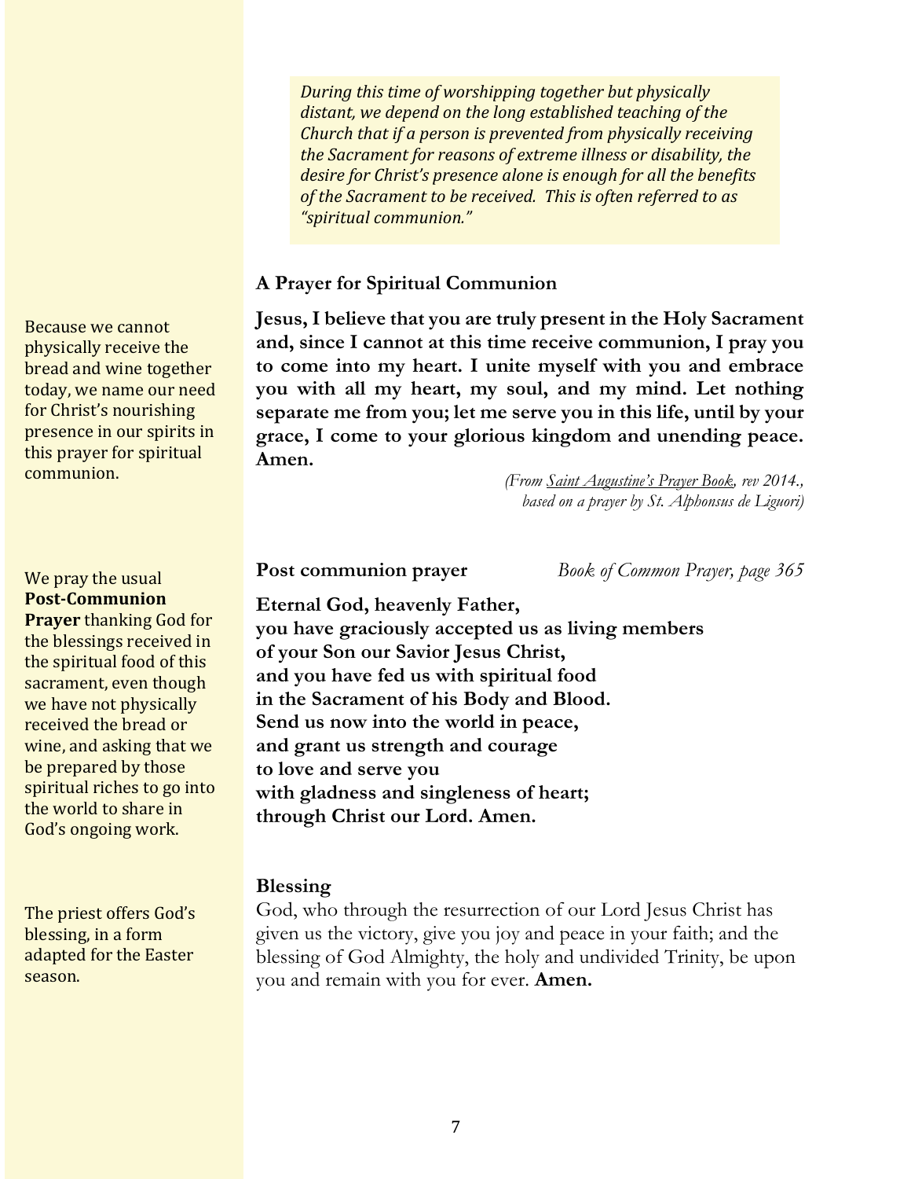*During this time of worshipping together but physically distant, we depend on the long established teaching of the Church that if a person is prevented from physically receiving the Sacrament for reasons of extreme illness or disability, the desire for Christ's presence alone is enough for all the benefits of the Sacrament to be received. This is often referred to as "spiritual communion."*

Because we cannot physically receive the bread and wine together today, we name our need for Christ's nourishing presence in our spirits in this prayer for spiritual communion.

### A Prayer for Spiritual Communion

**Jesus, I believe that you are truly present in the Holy Sacrament and, since I cannot at this time receive communion, I pray you to come into my heart. I unite myself with you and embrace you with all my heart, my soul, and my mind. Let nothing separate me from you; let me serve you in this life, until by your grace, I come to your glorious kingdom and unending peace. Amen.**

*(From Saint Augustine's Prayer Book, rev 2014., based on a prayer by St. Alphonsus de Liguori)*

We pray the usual **Post-Communion Prayer** thanking God for the blessings received in the spiritual food of this sacrament, even though we have not physically received the bread or wine, and asking that we be prepared by those spiritual riches to go into the world to share in God's ongoing work.

### Post communion prayer *Book of Common Prayer, page 365*

**Eternal God, heavenly Father,**
**you have graciously accepted us as living members**
**of your Son our Savior Jesus Christ,**
**and you have fed us with spiritual food**
**in the Sacrament of his Body and Blood.**
**Send us now into the world in peace,**
**and grant us strength and courage**
**to love and serve you**
**with gladness and singleness of heart;**
**through Christ our Lord. Amen.**

The priest offers God's blessing, in a form adapted for the Easter season.

### Blessing

God, who through the resurrection of our Lord Jesus Christ has given us the victory, give you joy and peace in your faith; and the blessing of God Almighty, the holy and undivided Trinity, be upon you and remain with you for ever. **Amen.**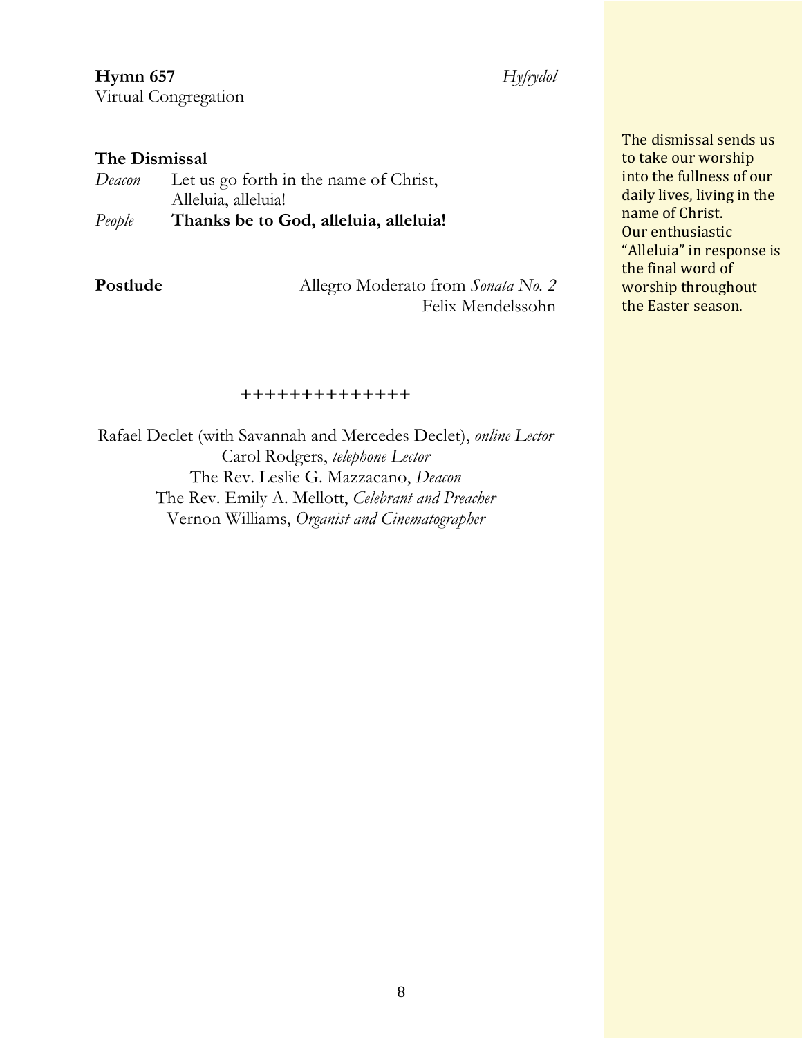**Hymn 657** *Hyfrydol*
Virtual Congregation

**The Dismissal**

*Deacon* Let us go forth in the name of Christ,
Alleluia, alleluia!
*People* **Thanks be to God, alleluia, alleluia!**

The dismissal sends us to take our worship into the fullness of our daily lives, living in the name of Christ.
Our enthusiastic "Alleluia" in response is the final word of worship throughout the Easter season.

**Postlude** Allegro Moderato from *Sonata No. 2*
Felix Mendelssohn

++++++++++++++

Rafael Declet (with Savannah and Mercedes Declet), *online Lector*
Carol Rodgers, *telephone Lector*
The Rev. Leslie G. Mazzacano, *Deacon*
The Rev. Emily A. Mellott, *Celebrant and Preacher*
Vernon Williams, *Organist and Cinematographer*